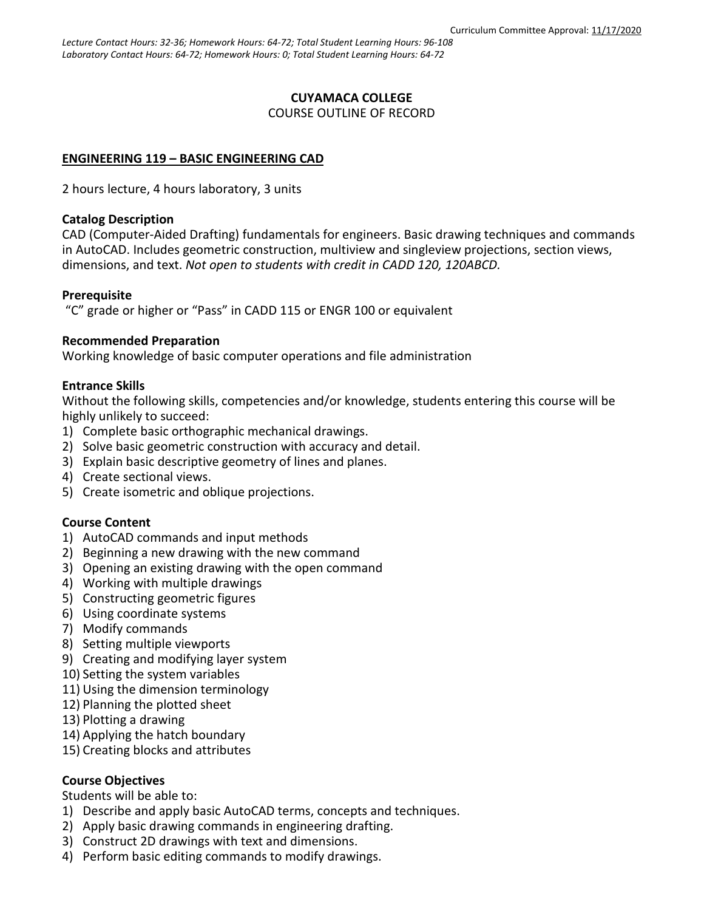Curriculum Committee Approval: 11/17/2020

*Lecture Contact Hours: 32-36; Homework Hours: 64-72; Total Student Learning Hours: 96-108*
*Laboratory Contact Hours: 64-72; Homework Hours: 0; Total Student Learning Hours: 64-72*

**CUYAMACA COLLEGE**

COURSE OUTLINE OF RECORD

**ENGINEERING 119 – BASIC ENGINEERING CAD**

2 hours lecture, 4 hours laboratory, 3 units

**Catalog Description**

CAD (Computer-Aided Drafting) fundamentals for engineers. Basic drawing techniques and commands in AutoCAD. Includes geometric construction, multiview and singleview projections, section views, dimensions, and text. *Not open to students with credit in CADD 120, 120ABCD.*

**Prerequisite**

"C" grade or higher or "Pass" in CADD 115 or ENGR 100 or equivalent

**Recommended Preparation**

Working knowledge of basic computer operations and file administration

**Entrance Skills**

Without the following skills, competencies and/or knowledge, students entering this course will be highly unlikely to succeed:

1) Complete basic orthographic mechanical drawings.
2) Solve basic geometric construction with accuracy and detail.
3) Explain basic descriptive geometry of lines and planes.
4) Create sectional views.
5) Create isometric and oblique projections.

**Course Content**

1) AutoCAD commands and input methods
2) Beginning a new drawing with the new command
3) Opening an existing drawing with the open command
4) Working with multiple drawings
5) Constructing geometric figures
6) Using coordinate systems
7) Modify commands
8) Setting multiple viewports
9) Creating and modifying layer system
10) Setting the system variables
11) Using the dimension terminology
12) Planning the plotted sheet
13) Plotting a drawing
14) Applying the hatch boundary
15) Creating blocks and attributes

**Course Objectives**

Students will be able to:

1) Describe and apply basic AutoCAD terms, concepts and techniques.
2) Apply basic drawing commands in engineering drafting.
3) Construct 2D drawings with text and dimensions.
4) Perform basic editing commands to modify drawings.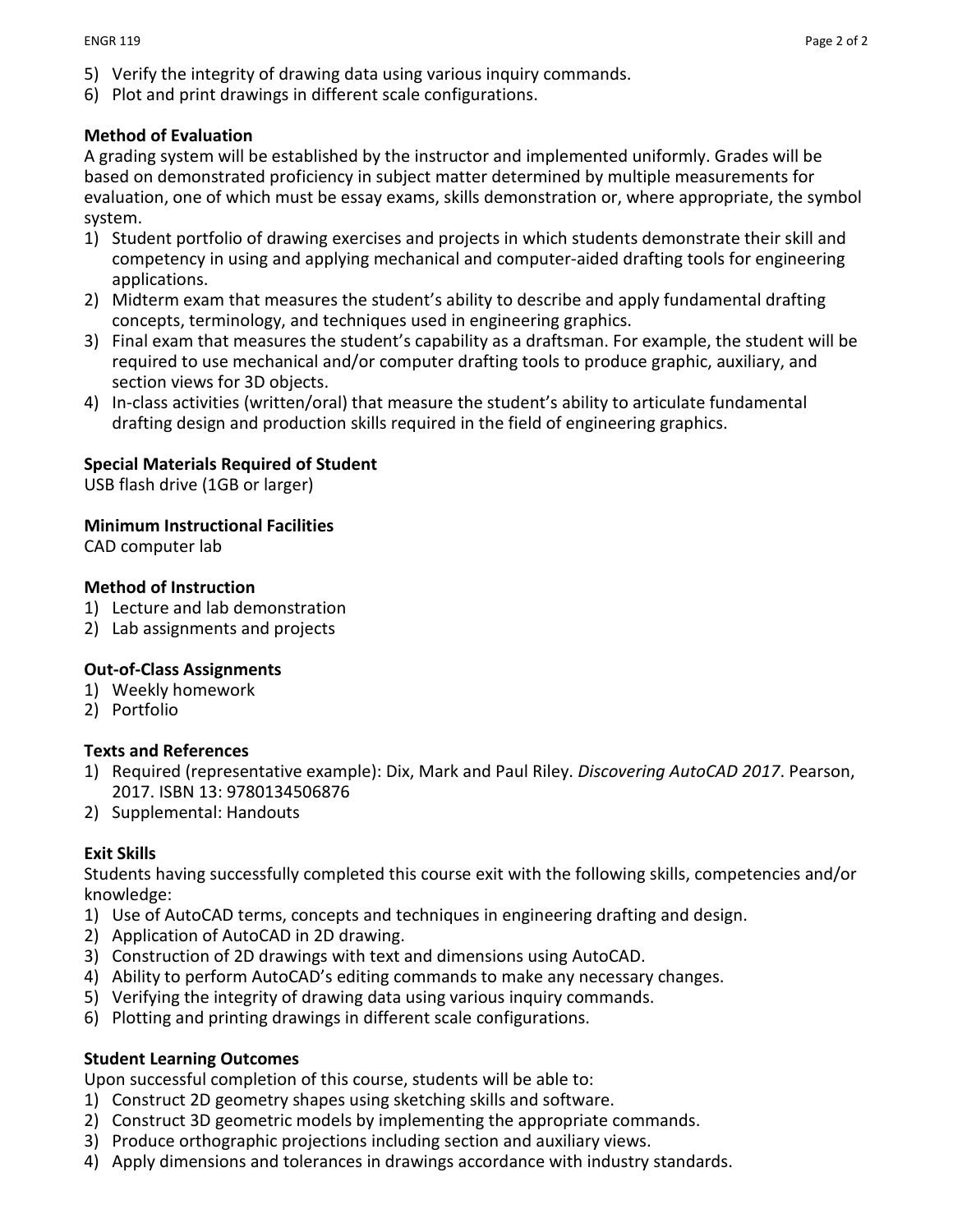5) Verify the integrity of drawing data using various inquiry commands.
6) Plot and print drawings in different scale configurations.

**Method of Evaluation**

A grading system will be established by the instructor and implemented uniformly. Grades will be based on demonstrated proficiency in subject matter determined by multiple measurements for evaluation, one of which must be essay exams, skills demonstration or, where appropriate, the symbol system.

1) Student portfolio of drawing exercises and projects in which students demonstrate their skill and competency in using and applying mechanical and computer-aided drafting tools for engineering applications.
2) Midterm exam that measures the student's ability to describe and apply fundamental drafting concepts, terminology, and techniques used in engineering graphics.
3) Final exam that measures the student's capability as a draftsman. For example, the student will be required to use mechanical and/or computer drafting tools to produce graphic, auxiliary, and section views for 3D objects.
4) In-class activities (written/oral) that measure the student's ability to articulate fundamental drafting design and production skills required in the field of engineering graphics.

**Special Materials Required of Student**

USB flash drive (1GB or larger)

**Minimum Instructional Facilities**

CAD computer lab

**Method of Instruction**

1) Lecture and lab demonstration
2) Lab assignments and projects

**Out-of-Class Assignments**

1) Weekly homework
2) Portfolio

**Texts and References**

1) Required (representative example): Dix, Mark and Paul Riley. *Discovering AutoCAD 2017*. Pearson, 2017. ISBN 13: 9780134506876
2) Supplemental: Handouts

**Exit Skills**

Students having successfully completed this course exit with the following skills, competencies and/or knowledge:

1) Use of AutoCAD terms, concepts and techniques in engineering drafting and design.
2) Application of AutoCAD in 2D drawing.
3) Construction of 2D drawings with text and dimensions using AutoCAD.
4) Ability to perform AutoCAD's editing commands to make any necessary changes.
5) Verifying the integrity of drawing data using various inquiry commands.
6) Plotting and printing drawings in different scale configurations.

**Student Learning Outcomes**

Upon successful completion of this course, students will be able to:

1) Construct 2D geometry shapes using sketching skills and software.
2) Construct 3D geometric models by implementing the appropriate commands.
3) Produce orthographic projections including section and auxiliary views.
4) Apply dimensions and tolerances in drawings accordance with industry standards.